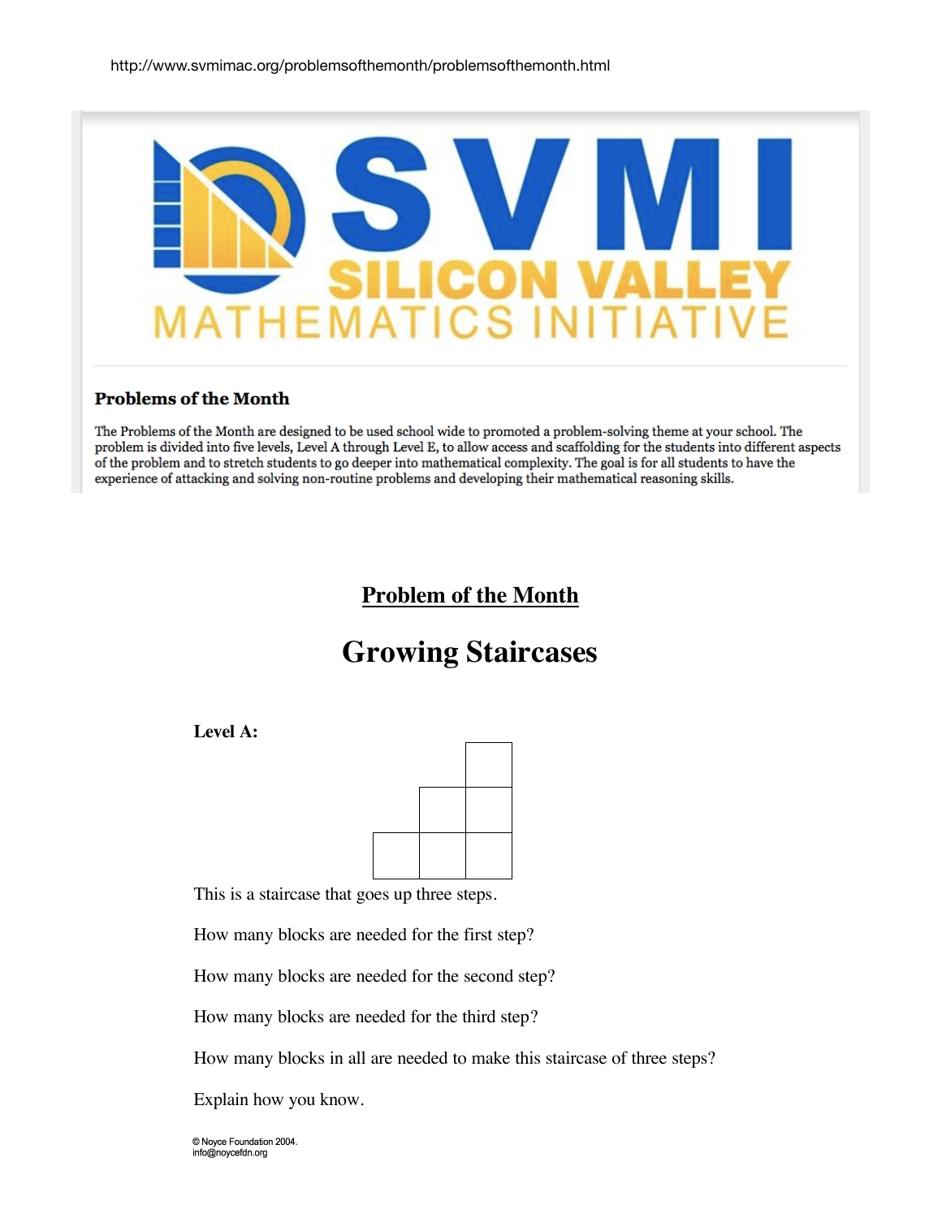http://www.svmimac.org/problemsofthemonth/problemsofthemonth.html

SVMI SILICON VALLEY MATHEMATICS INITIATIVE

### Problems of the Month

The Problems of the Month are designed to be used school wide to promoted a problem-solving theme at your school. The problem is divided into five levels, Level A through Level E, to allow access and scaffolding for the students into different aspects of the problem and to stretch students to go deeper into mathematical complexity. The goal is for all students to have the experience of attacking and solving non-routine problems and developing their mathematical reasoning skills.

## Problem of the Month

# Growing Staircases

**Level A:**

This is a staircase that goes up three steps.

How many blocks are needed for the first step?

How many blocks are needed for the second step?

How many blocks are needed for the third step?

How many blocks in all are needed to make this staircase of three steps?

Explain how you know.

© Noyce Foundation 2004.
info@noycefdn.org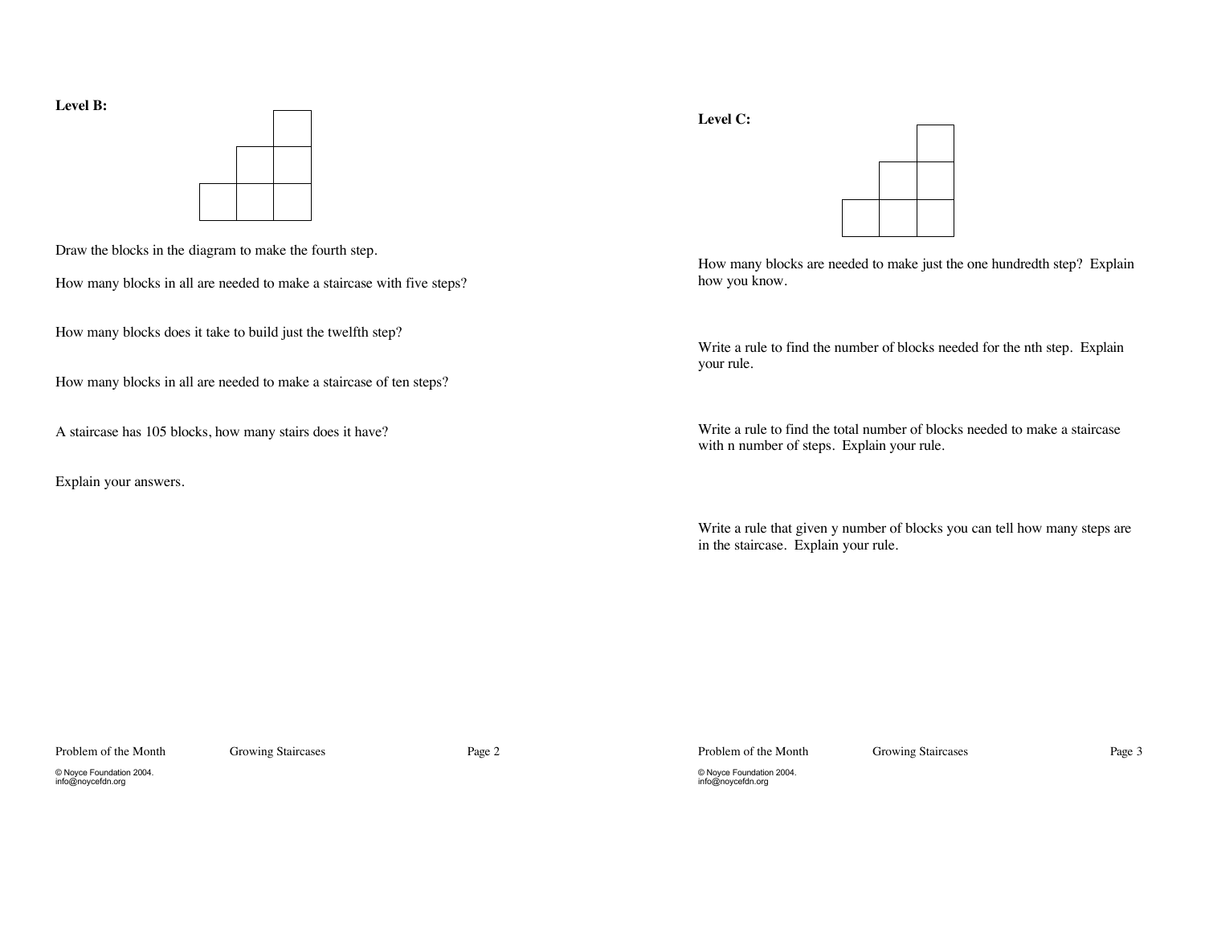**Level B:**

Draw the blocks in the diagram to make the fourth step.

How many blocks in all are needed to make a staircase with five steps?

How many blocks does it take to build just the twelfth step?

How many blocks in all are needed to make a staircase of ten steps?

A staircase has 105 blocks, how many stairs does it have?

Explain your answers.

**Level C:**

How many blocks are needed to make just the one hundredth step? Explain how you know.

Write a rule to find the number of blocks needed for the nth step. Explain your rule.

Write a rule to find the total number of blocks needed to make a staircase with n number of steps. Explain your rule.

Write a rule that given y number of blocks you can tell how many steps are in the staircase. Explain your rule.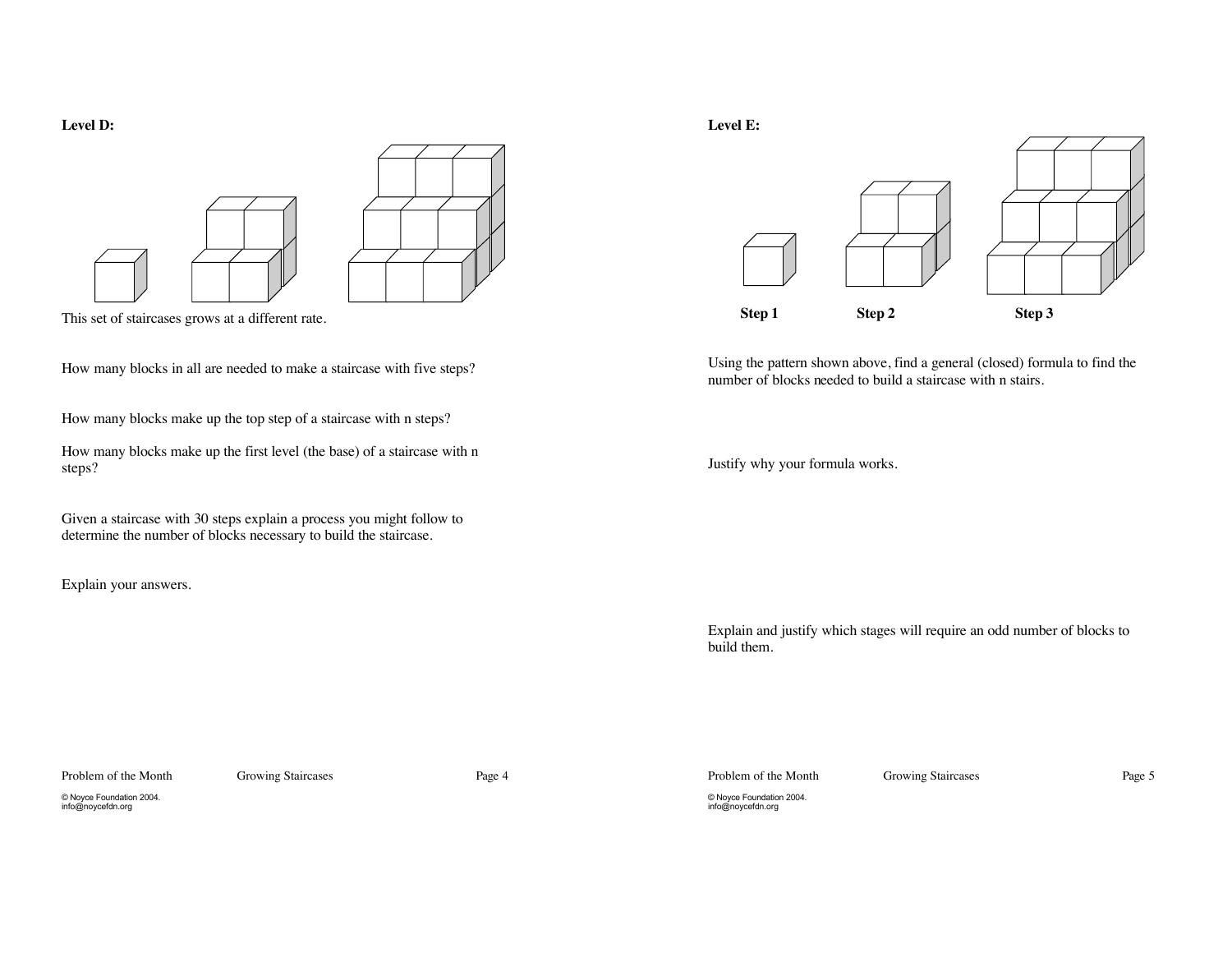**Level D:**

This set of staircases grows at a different rate.

How many blocks in all are needed to make a staircase with five steps?

How many blocks make up the top step of a staircase with n steps?

How many blocks make up the first level (the base) of a staircase with n steps?

Given a staircase with 30 steps explain a process you might follow to determine the number of blocks necessary to build the staircase.

Explain your answers.

**Level E:**

**Step 1** **Step 2** **Step 3**

Using the pattern shown above, find a general (closed) formula to find the number of blocks needed to build a staircase with n stairs.

Justify why your formula works.

Explain and justify which stages will require an odd number of blocks to build them.